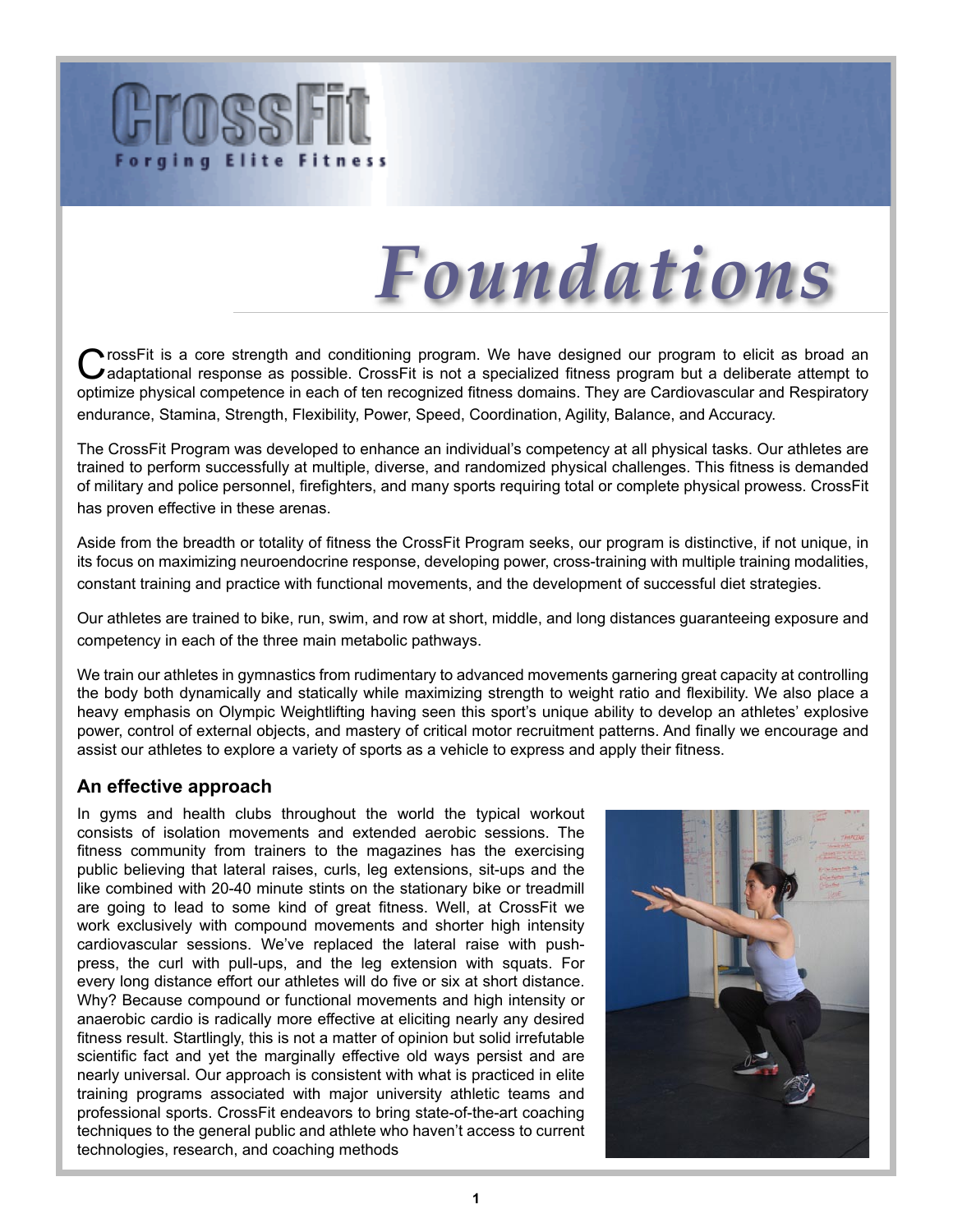# CrossFit

Forging Elite Fitness

# Foundations

CrossFit is a core strength and conditioning program. We have designed our program to elicit as broad an adaptational response as possible. CrossFit is not a specialized fitness program but a deliberate attempt to optimize physical competence in each of ten recognized fitness domains. They are Cardiovascular and Respiratory endurance, Stamina, Strength, Flexibility, Power, Speed, Coordination, Agility, Balance, and Accuracy.

The CrossFit Program was developed to enhance an individual's competency at all physical tasks. Our athletes are trained to perform successfully at multiple, diverse, and randomized physical challenges. This fitness is demanded of military and police personnel, firefighters, and many sports requiring total or complete physical prowess. CrossFit has proven effective in these arenas.

Aside from the breadth or totality of fitness the CrossFit Program seeks, our program is distinctive, if not unique, in its focus on maximizing neuroendocrine response, developing power, cross-training with multiple training modalities, constant training and practice with functional movements, and the development of successful diet strategies.

Our athletes are trained to bike, run, swim, and row at short, middle, and long distances guaranteeing exposure and competency in each of the three main metabolic pathways.

We train our athletes in gymnastics from rudimentary to advanced movements garnering great capacity at controlling the body both dynamically and statically while maximizing strength to weight ratio and flexibility. We also place a heavy emphasis on Olympic Weightlifting having seen this sport's unique ability to develop an athletes' explosive power, control of external objects, and mastery of critical motor recruitment patterns. And finally we encourage and assist our athletes to explore a variety of sports as a vehicle to express and apply their fitness.

## An effective approach

In gyms and health clubs throughout the world the typical workout consists of isolation movements and extended aerobic sessions. The fitness community from trainers to the magazines has the exercising public believing that lateral raises, curls, leg extensions, sit-ups and the like combined with 20-40 minute stints on the stationary bike or treadmill are going to lead to some kind of great fitness. Well, at CrossFit we work exclusively with compound movements and shorter high intensity cardiovascular sessions. We've replaced the lateral raise with push-press, the curl with pull-ups, and the leg extension with squats. For every long distance effort our athletes will do five or six at short distance. Why? Because compound or functional movements and high intensity or anaerobic cardio is radically more effective at eliciting nearly any desired fitness result. Startlingly, this is not a matter of opinion but solid irrefutable scientific fact and yet the marginally effective old ways persist and are nearly universal. Our approach is consistent with what is practiced in elite training programs associated with major university athletic teams and professional sports. CrossFit endeavors to bring state-of-the-art coaching techniques to the general public and athlete who haven't access to current technologies, research, and coaching methods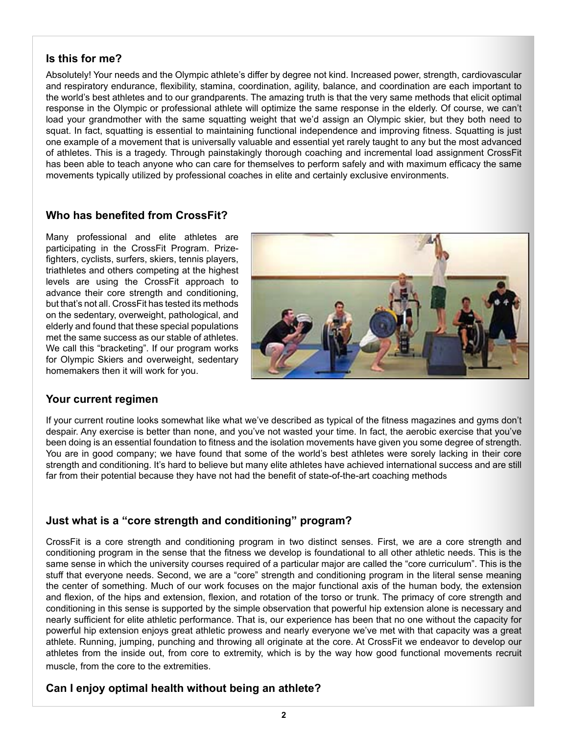## Is this for me?

Absolutely! Your needs and the Olympic athlete's differ by degree not kind. Increased power, strength, cardiovascular and respiratory endurance, flexibility, stamina, coordination, agility, balance, and coordination are each important to the world's best athletes and to our grandparents. The amazing truth is that the very same methods that elicit optimal response in the Olympic or professional athlete will optimize the same response in the elderly. Of course, we can't load your grandmother with the same squatting weight that we'd assign an Olympic skier, but they both need to squat. In fact, squatting is essential to maintaining functional independence and improving fitness. Squatting is just one example of a movement that is universally valuable and essential yet rarely taught to any but the most advanced of athletes. This is a tragedy. Through painstakingly thorough coaching and incremental load assignment CrossFit has been able to teach anyone who can care for themselves to perform safely and with maximum efficacy the same movements typically utilized by professional coaches in elite and certainly exclusive environments.

## Who has benefited from CrossFit?

Many professional and elite athletes are participating in the CrossFit Program. Prize-fighters, cyclists, surfers, skiers, tennis players, triathletes and others competing at the highest levels are using the CrossFit approach to advance their core strength and conditioning, but that's not all. CrossFit has tested its methods on the sedentary, overweight, pathological, and elderly and found that these special populations met the same success as our stable of athletes. We call this "bracketing". If our program works for Olympic Skiers and overweight, sedentary homemakers then it will work for you.

## Your current regimen

If your current routine looks somewhat like what we've described as typical of the fitness magazines and gyms don't despair. Any exercise is better than none, and you've not wasted your time. In fact, the aerobic exercise that you've been doing is an essential foundation to fitness and the isolation movements have given you some degree of strength. You are in good company; we have found that some of the world's best athletes were sorely lacking in their core strength and conditioning. It's hard to believe but many elite athletes have achieved international success and are still far from their potential because they have not had the benefit of state-of-the-art coaching methods

## Just what is a "core strength and conditioning" program?

CrossFit is a core strength and conditioning program in two distinct senses. First, we are a core strength and conditioning program in the sense that the fitness we develop is foundational to all other athletic needs. This is the same sense in which the university courses required of a particular major are called the "core curriculum". This is the stuff that everyone needs. Second, we are a "core" strength and conditioning program in the literal sense meaning the center of something. Much of our work focuses on the major functional axis of the human body, the extension and flexion, of the hips and extension, flexion, and rotation of the torso or trunk. The primacy of core strength and conditioning in this sense is supported by the simple observation that powerful hip extension alone is necessary and nearly sufficient for elite athletic performance. That is, our experience has been that no one without the capacity for powerful hip extension enjoys great athletic prowess and nearly everyone we've met with that capacity was a great athlete. Running, jumping, punching and throwing all originate at the core. At CrossFit we endeavor to develop our athletes from the inside out, from core to extremity, which is by the way how good functional movements recruit muscle, from the core to the extremities.

## Can I enjoy optimal health without being an athlete?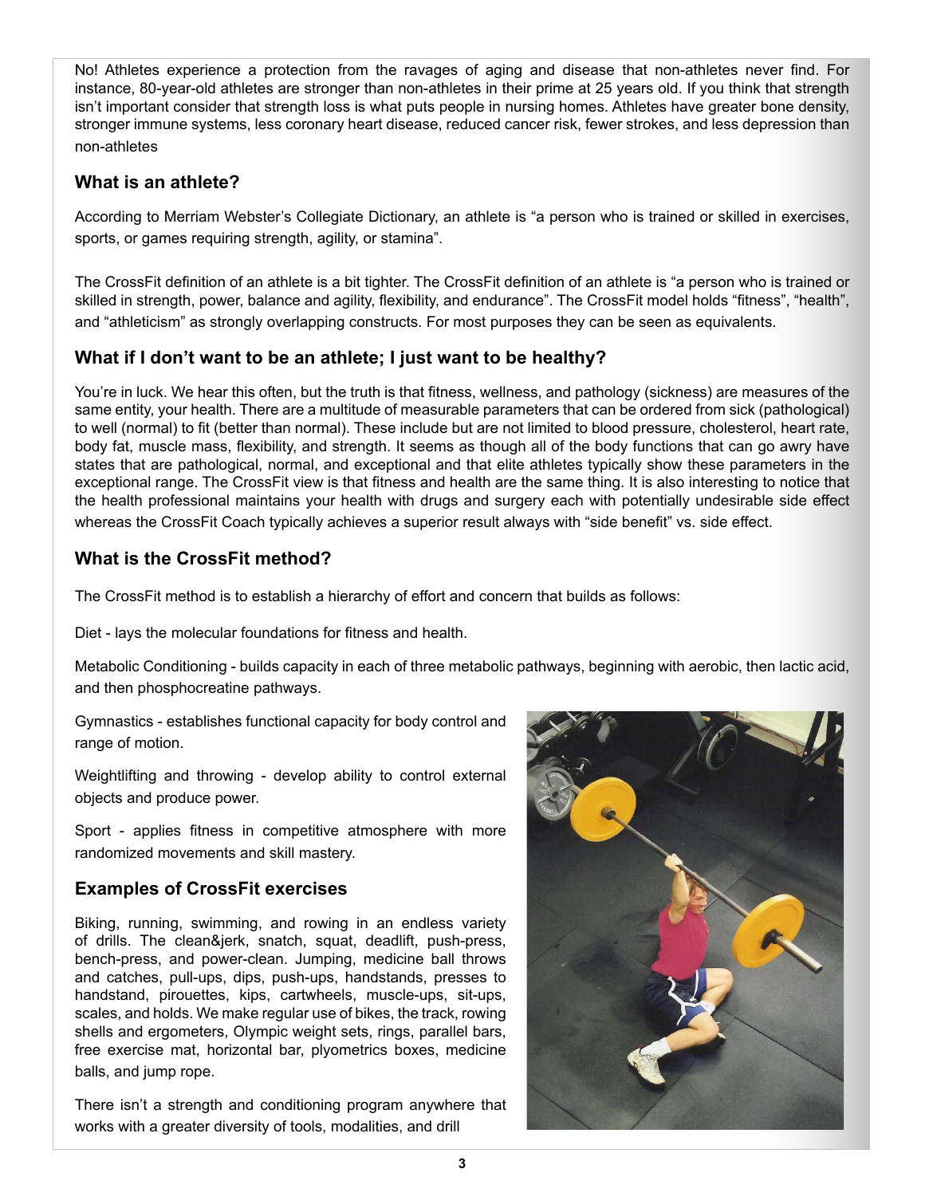No! Athletes experience a protection from the ravages of aging and disease that non-athletes never find. For instance, 80-year-old athletes are stronger than non-athletes in their prime at 25 years old. If you think that strength isn't important consider that strength loss is what puts people in nursing homes. Athletes have greater bone density, stronger immune systems, less coronary heart disease, reduced cancer risk, fewer strokes, and less depression than non-athletes

## What is an athlete?

According to Merriam Webster's Collegiate Dictionary, an athlete is "a person who is trained or skilled in exercises, sports, or games requiring strength, agility, or stamina".

The CrossFit definition of an athlete is a bit tighter. The CrossFit definition of an athlete is "a person who is trained or skilled in strength, power, balance and agility, flexibility, and endurance". The CrossFit model holds "fitness", "health", and "athleticism" as strongly overlapping constructs. For most purposes they can be seen as equivalents.

## What if I don't want to be an athlete; I just want to be healthy?

You're in luck. We hear this often, but the truth is that fitness, wellness, and pathology (sickness) are measures of the same entity, your health. There are a multitude of measurable parameters that can be ordered from sick (pathological) to well (normal) to fit (better than normal). These include but are not limited to blood pressure, cholesterol, heart rate, body fat, muscle mass, flexibility, and strength. It seems as though all of the body functions that can go awry have states that are pathological, normal, and exceptional and that elite athletes typically show these parameters in the exceptional range. The CrossFit view is that fitness and health are the same thing. It is also interesting to notice that the health professional maintains your health with drugs and surgery each with potentially undesirable side effect whereas the CrossFit Coach typically achieves a superior result always with "side benefit" vs. side effect.

## What is the CrossFit method?

The CrossFit method is to establish a hierarchy of effort and concern that builds as follows:

Diet - lays the molecular foundations for fitness and health.

Metabolic Conditioning - builds capacity in each of three metabolic pathways, beginning with aerobic, then lactic acid, and then phosphocreatine pathways.

Gymnastics - establishes functional capacity for body control and range of motion.

Weightlifting and throwing - develop ability to control external objects and produce power.

Sport - applies fitness in competitive atmosphere with more randomized movements and skill mastery.

## Examples of CrossFit exercises

Biking, running, swimming, and rowing in an endless variety of drills. The clean&jerk, snatch, squat, deadlift, push-press, bench-press, and power-clean. Jumping, medicine ball throws and catches, pull-ups, dips, push-ups, handstands, presses to handstand, pirouettes, kips, cartwheels, muscle-ups, sit-ups, scales, and holds. We make regular use of bikes, the track, rowing shells and ergometers, Olympic weight sets, rings, parallel bars, free exercise mat, horizontal bar, plyometrics boxes, medicine balls, and jump rope.

There isn't a strength and conditioning program anywhere that works with a greater diversity of tools, modalities, and drill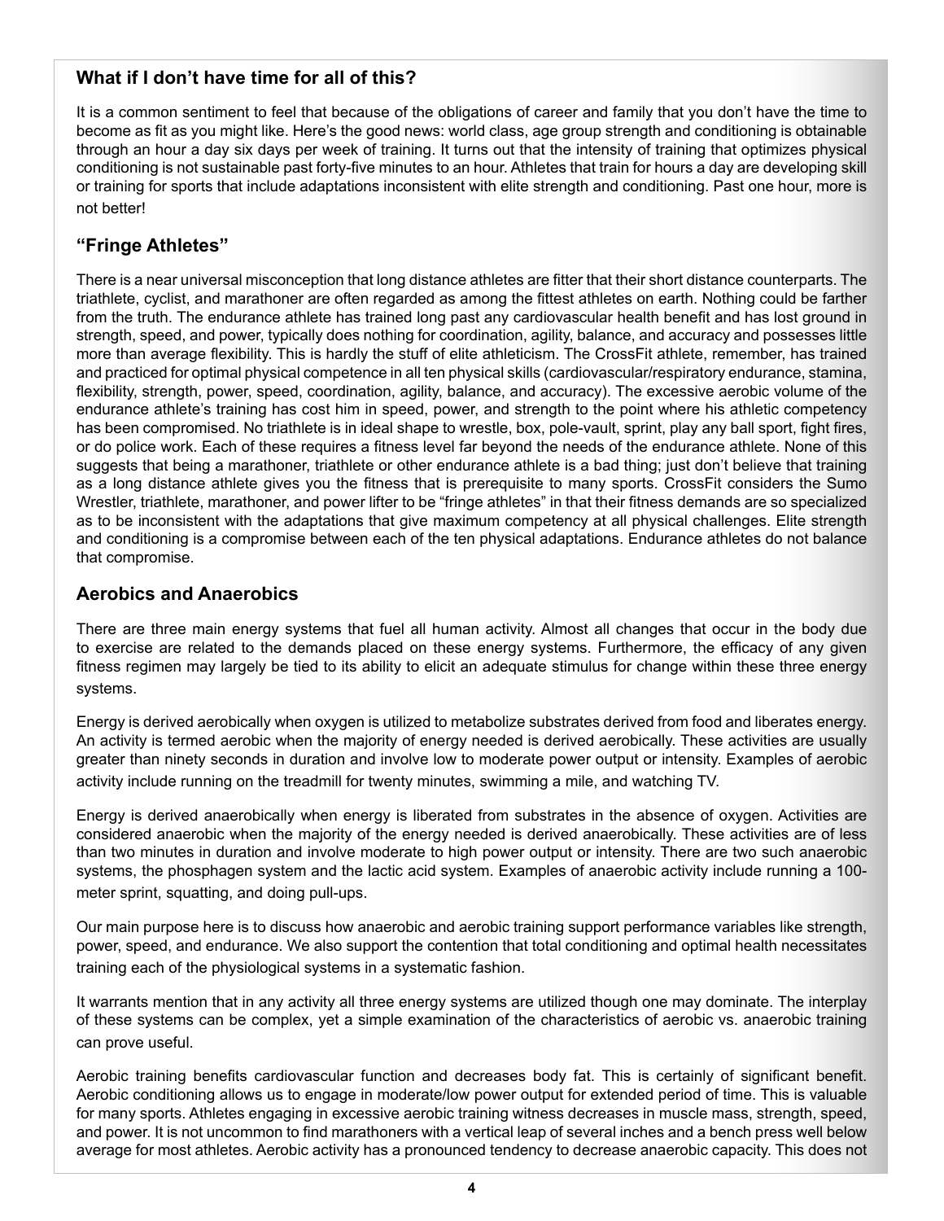## What if I don't have time for all of this?

It is a common sentiment to feel that because of the obligations of career and family that you don't have the time to become as fit as you might like. Here's the good news: world class, age group strength and conditioning is obtainable through an hour a day six days per week of training. It turns out that the intensity of training that optimizes physical conditioning is not sustainable past forty-five minutes to an hour. Athletes that train for hours a day are developing skill or training for sports that include adaptations inconsistent with elite strength and conditioning. Past one hour, more is not better!

## "Fringe Athletes"

There is a near universal misconception that long distance athletes are fitter that their short distance counterparts. The triathlete, cyclist, and marathoner are often regarded as among the fittest athletes on earth. Nothing could be farther from the truth. The endurance athlete has trained long past any cardiovascular health benefit and has lost ground in strength, speed, and power, typically does nothing for coordination, agility, balance, and accuracy and possesses little more than average flexibility. This is hardly the stuff of elite athleticism. The CrossFit athlete, remember, has trained and practiced for optimal physical competence in all ten physical skills (cardiovascular/respiratory endurance, stamina, flexibility, strength, power, speed, coordination, agility, balance, and accuracy). The excessive aerobic volume of the endurance athlete's training has cost him in speed, power, and strength to the point where his athletic competency has been compromised. No triathlete is in ideal shape to wrestle, box, pole-vault, sprint, play any ball sport, fight fires, or do police work. Each of these requires a fitness level far beyond the needs of the endurance athlete. None of this suggests that being a marathoner, triathlete or other endurance athlete is a bad thing; just don't believe that training as a long distance athlete gives you the fitness that is prerequisite to many sports. CrossFit considers the Sumo Wrestler, triathlete, marathoner, and power lifter to be "fringe athletes" in that their fitness demands are so specialized as to be inconsistent with the adaptations that give maximum competency at all physical challenges. Elite strength and conditioning is a compromise between each of the ten physical adaptations. Endurance athletes do not balance that compromise.

## Aerobics and Anaerobics

There are three main energy systems that fuel all human activity. Almost all changes that occur in the body due to exercise are related to the demands placed on these energy systems. Furthermore, the efficacy of any given fitness regimen may largely be tied to its ability to elicit an adequate stimulus for change within these three energy systems.

Energy is derived aerobically when oxygen is utilized to metabolize substrates derived from food and liberates energy. An activity is termed aerobic when the majority of energy needed is derived aerobically. These activities are usually greater than ninety seconds in duration and involve low to moderate power output or intensity. Examples of aerobic activity include running on the treadmill for twenty minutes, swimming a mile, and watching TV.

Energy is derived anaerobically when energy is liberated from substrates in the absence of oxygen. Activities are considered anaerobic when the majority of the energy needed is derived anaerobically. These activities are of less than two minutes in duration and involve moderate to high power output or intensity. There are two such anaerobic systems, the phosphagen system and the lactic acid system. Examples of anaerobic activity include running a 100-meter sprint, squatting, and doing pull-ups.

Our main purpose here is to discuss how anaerobic and aerobic training support performance variables like strength, power, speed, and endurance. We also support the contention that total conditioning and optimal health necessitates training each of the physiological systems in a systematic fashion.

It warrants mention that in any activity all three energy systems are utilized though one may dominate. The interplay of these systems can be complex, yet a simple examination of the characteristics of aerobic vs. anaerobic training can prove useful.

Aerobic training benefits cardiovascular function and decreases body fat. This is certainly of significant benefit. Aerobic conditioning allows us to engage in moderate/low power output for extended period of time. This is valuable for many sports. Athletes engaging in excessive aerobic training witness decreases in muscle mass, strength, speed, and power. It is not uncommon to find marathoners with a vertical leap of several inches and a bench press well below average for most athletes. Aerobic activity has a pronounced tendency to decrease anaerobic capacity. This does not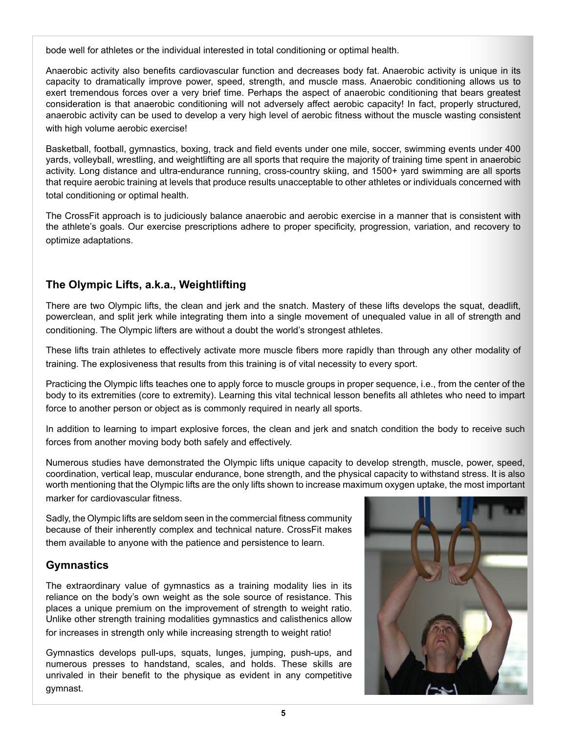bode well for athletes or the individual interested in total conditioning or optimal health.

Anaerobic activity also benefits cardiovascular function and decreases body fat. Anaerobic activity is unique in its capacity to dramatically improve power, speed, strength, and muscle mass. Anaerobic conditioning allows us to exert tremendous forces over a very brief time. Perhaps the aspect of anaerobic conditioning that bears greatest consideration is that anaerobic conditioning will not adversely affect aerobic capacity! In fact, properly structured, anaerobic activity can be used to develop a very high level of aerobic fitness without the muscle wasting consistent with high volume aerobic exercise!

Basketball, football, gymnastics, boxing, track and field events under one mile, soccer, swimming events under 400 yards, volleyball, wrestling, and weightlifting are all sports that require the majority of training time spent in anaerobic activity. Long distance and ultra-endurance running, cross-country skiing, and 1500+ yard swimming are all sports that require aerobic training at levels that produce results unacceptable to other athletes or individuals concerned with total conditioning or optimal health.

The CrossFit approach is to judiciously balance anaerobic and aerobic exercise in a manner that is consistent with the athlete's goals. Our exercise prescriptions adhere to proper specificity, progression, variation, and recovery to optimize adaptations.

## The Olympic Lifts, a.k.a., Weightlifting

There are two Olympic lifts, the clean and jerk and the snatch. Mastery of these lifts develops the squat, deadlift, powerclean, and split jerk while integrating them into a single movement of unequaled value in all of strength and conditioning. The Olympic lifters are without a doubt the world's strongest athletes.

These lifts train athletes to effectively activate more muscle fibers more rapidly than through any other modality of training. The explosiveness that results from this training is of vital necessity to every sport.

Practicing the Olympic lifts teaches one to apply force to muscle groups in proper sequence, i.e., from the center of the body to its extremities (core to extremity). Learning this vital technical lesson benefits all athletes who need to impart force to another person or object as is commonly required in nearly all sports.

In addition to learning to impart explosive forces, the clean and jerk and snatch condition the body to receive such forces from another moving body both safely and effectively.

Numerous studies have demonstrated the Olympic lifts unique capacity to develop strength, muscle, power, speed, coordination, vertical leap, muscular endurance, bone strength, and the physical capacity to withstand stress. It is also worth mentioning that the Olympic lifts are the only lifts shown to increase maximum oxygen uptake, the most important marker for cardiovascular fitness.

Sadly, the Olympic lifts are seldom seen in the commercial fitness community because of their inherently complex and technical nature. CrossFit makes them available to anyone with the patience and persistence to learn.

## Gymnastics

The extraordinary value of gymnastics as a training modality lies in its reliance on the body's own weight as the sole source of resistance. This places a unique premium on the improvement of strength to weight ratio. Unlike other strength training modalities gymnastics and calisthenics allow for increases in strength only while increasing strength to weight ratio!

Gymnastics develops pull-ups, squats, lunges, jumping, push-ups, and numerous presses to handstand, scales, and holds. These skills are unrivaled in their benefit to the physique as evident in any competitive gymnast.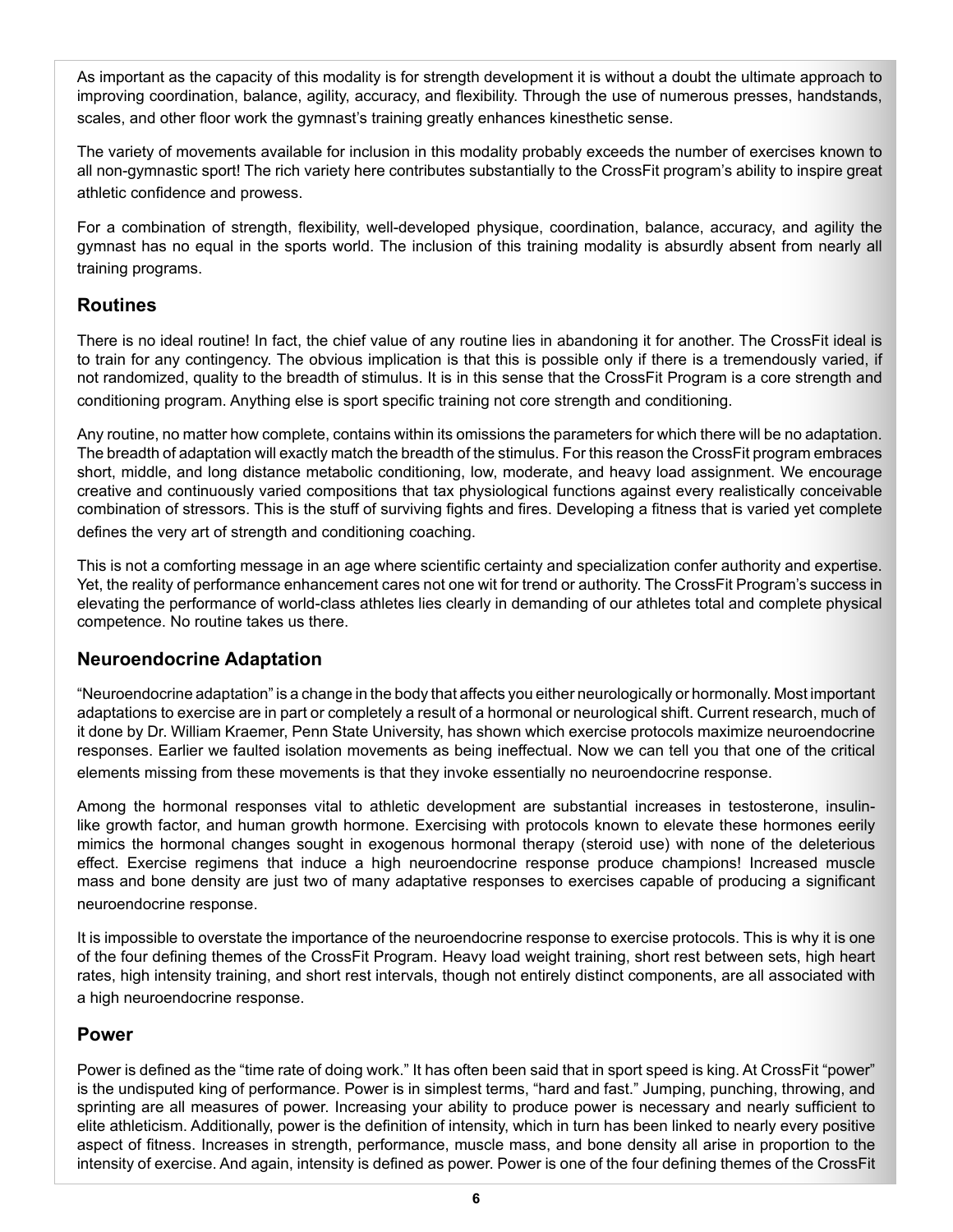As important as the capacity of this modality is for strength development it is without a doubt the ultimate approach to improving coordination, balance, agility, accuracy, and flexibility. Through the use of numerous presses, handstands, scales, and other floor work the gymnast's training greatly enhances kinesthetic sense.

The variety of movements available for inclusion in this modality probably exceeds the number of exercises known to all non-gymnastic sport! The rich variety here contributes substantially to the CrossFit program's ability to inspire great athletic confidence and prowess.

For a combination of strength, flexibility, well-developed physique, coordination, balance, accuracy, and agility the gymnast has no equal in the sports world. The inclusion of this training modality is absurdly absent from nearly all training programs.

## Routines

There is no ideal routine! In fact, the chief value of any routine lies in abandoning it for another. The CrossFit ideal is to train for any contingency. The obvious implication is that this is possible only if there is a tremendously varied, if not randomized, quality to the breadth of stimulus. It is in this sense that the CrossFit Program is a core strength and conditioning program. Anything else is sport specific training not core strength and conditioning.

Any routine, no matter how complete, contains within its omissions the parameters for which there will be no adaptation. The breadth of adaptation will exactly match the breadth of the stimulus. For this reason the CrossFit program embraces short, middle, and long distance metabolic conditioning, low, moderate, and heavy load assignment. We encourage creative and continuously varied compositions that tax physiological functions against every realistically conceivable combination of stressors. This is the stuff of surviving fights and fires. Developing a fitness that is varied yet complete defines the very art of strength and conditioning coaching.

This is not a comforting message in an age where scientific certainty and specialization confer authority and expertise. Yet, the reality of performance enhancement cares not one wit for trend or authority. The CrossFit Program's success in elevating the performance of world-class athletes lies clearly in demanding of our athletes total and complete physical competence. No routine takes us there.

## Neuroendocrine Adaptation

"Neuroendocrine adaptation" is a change in the body that affects you either neurologically or hormonally. Most important adaptations to exercise are in part or completely a result of a hormonal or neurological shift. Current research, much of it done by Dr. William Kraemer, Penn State University, has shown which exercise protocols maximize neuroendocrine responses. Earlier we faulted isolation movements as being ineffectual. Now we can tell you that one of the critical elements missing from these movements is that they invoke essentially no neuroendocrine response.

Among the hormonal responses vital to athletic development are substantial increases in testosterone, insulin-like growth factor, and human growth hormone. Exercising with protocols known to elevate these hormones eerily mimics the hormonal changes sought in exogenous hormonal therapy (steroid use) with none of the deleterious effect. Exercise regimens that induce a high neuroendocrine response produce champions! Increased muscle mass and bone density are just two of many adaptative responses to exercises capable of producing a significant neuroendocrine response.

It is impossible to overstate the importance of the neuroendocrine response to exercise protocols. This is why it is one of the four defining themes of the CrossFit Program. Heavy load weight training, short rest between sets, high heart rates, high intensity training, and short rest intervals, though not entirely distinct components, are all associated with a high neuroendocrine response.

## Power

Power is defined as the "time rate of doing work." It has often been said that in sport speed is king. At CrossFit "power" is the undisputed king of performance. Power is in simplest terms, "hard and fast." Jumping, punching, throwing, and sprinting are all measures of power. Increasing your ability to produce power is necessary and nearly sufficient to elite athleticism. Additionally, power is the definition of intensity, which in turn has been linked to nearly every positive aspect of fitness. Increases in strength, performance, muscle mass, and bone density all arise in proportion to the intensity of exercise. And again, intensity is defined as power. Power is one of the four defining themes of the CrossFit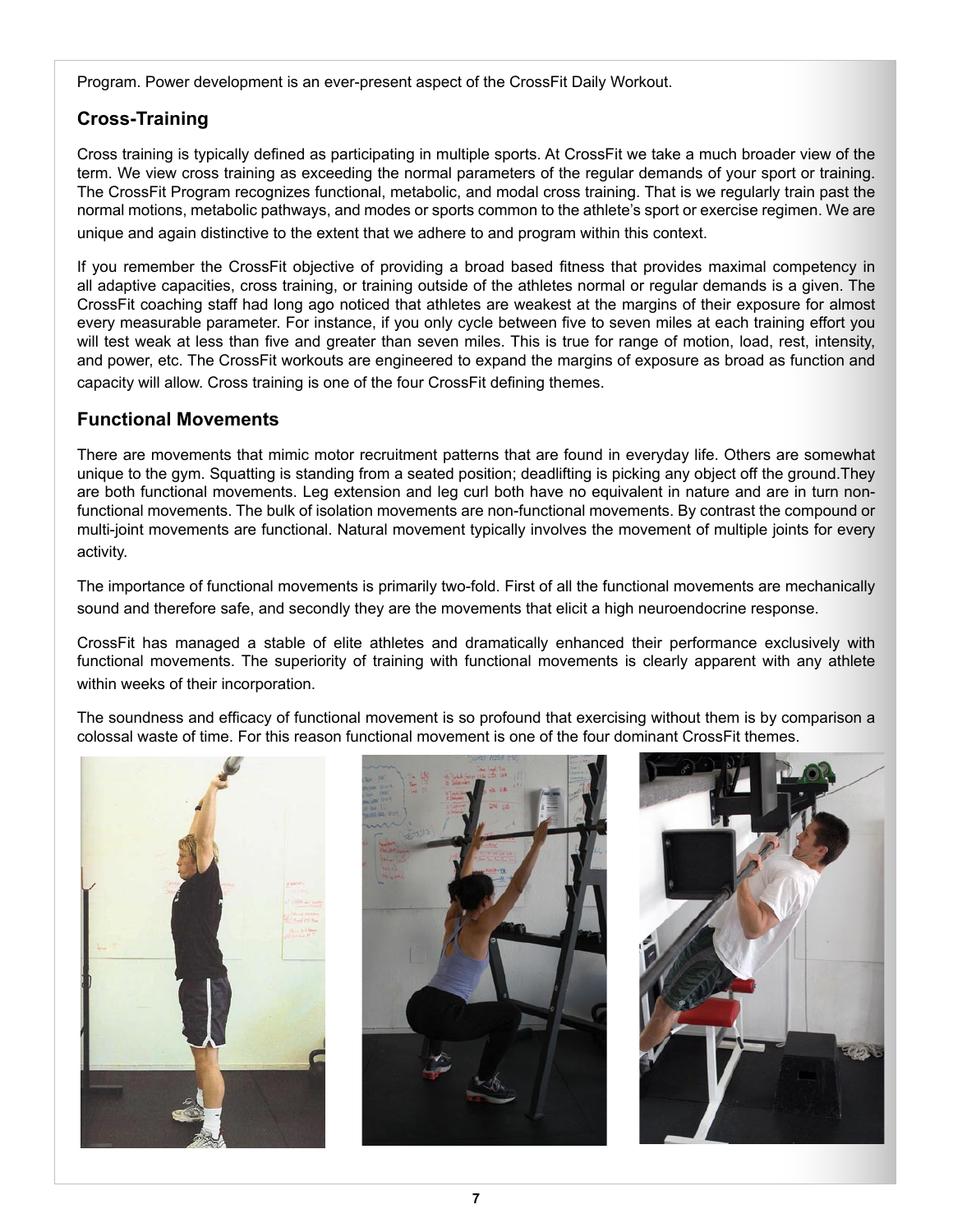Program. Power development is an ever-present aspect of the CrossFit Daily Workout.

## Cross-Training

Cross training is typically defined as participating in multiple sports. At CrossFit we take a much broader view of the term. We view cross training as exceeding the normal parameters of the regular demands of your sport or training. The CrossFit Program recognizes functional, metabolic, and modal cross training. That is we regularly train past the normal motions, metabolic pathways, and modes or sports common to the athlete's sport or exercise regimen. We are unique and again distinctive to the extent that we adhere to and program within this context.

If you remember the CrossFit objective of providing a broad based fitness that provides maximal competency in all adaptive capacities, cross training, or training outside of the athletes normal or regular demands is a given. The CrossFit coaching staff had long ago noticed that athletes are weakest at the margins of their exposure for almost every measurable parameter. For instance, if you only cycle between five to seven miles at each training effort you will test weak at less than five and greater than seven miles. This is true for range of motion, load, rest, intensity, and power, etc. The CrossFit workouts are engineered to expand the margins of exposure as broad as function and capacity will allow. Cross training is one of the four CrossFit defining themes.

## Functional Movements

There are movements that mimic motor recruitment patterns that are found in everyday life. Others are somewhat unique to the gym. Squatting is standing from a seated position; deadlifting is picking any object off the ground.They are both functional movements. Leg extension and leg curl both have no equivalent in nature and are in turn non-functional movements. The bulk of isolation movements are non-functional movements. By contrast the compound or multi-joint movements are functional. Natural movement typically involves the movement of multiple joints for every activity.

The importance of functional movements is primarily two-fold. First of all the functional movements are mechanically sound and therefore safe, and secondly they are the movements that elicit a high neuroendocrine response.

CrossFit has managed a stable of elite athletes and dramatically enhanced their performance exclusively with functional movements. The superiority of training with functional movements is clearly apparent with any athlete within weeks of their incorporation.

The soundness and efficacy of functional movement is so profound that exercising without them is by comparison a colossal waste of time. For this reason functional movement is one of the four dominant CrossFit themes.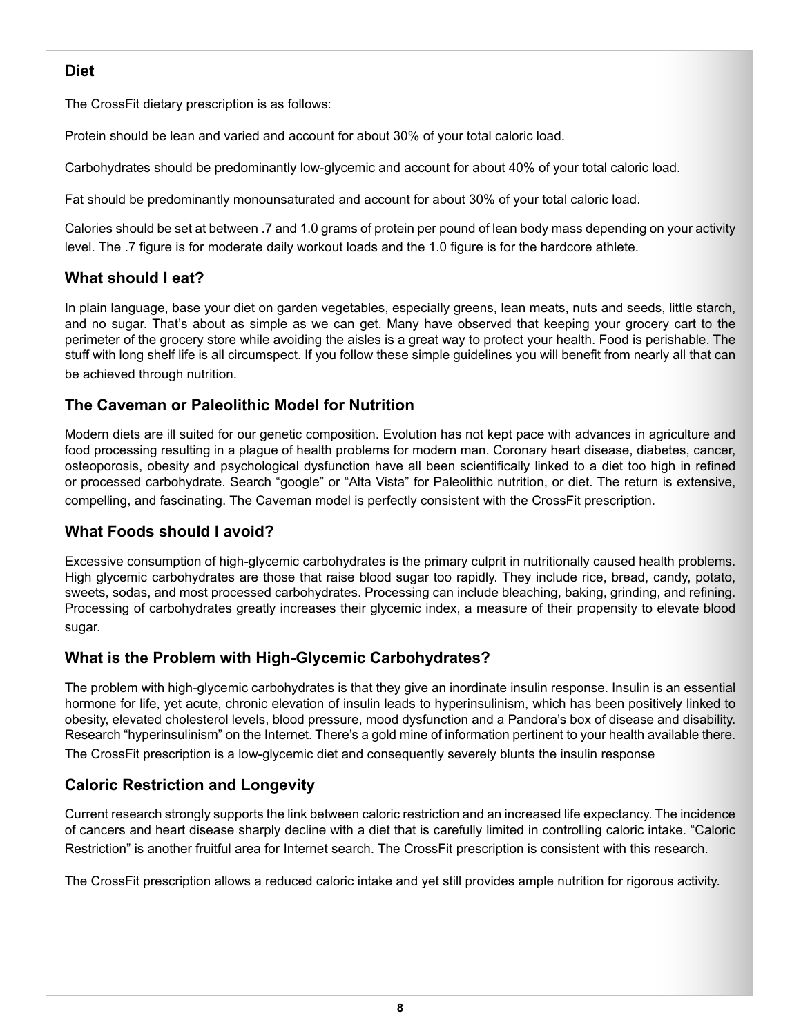## Diet

The CrossFit dietary prescription is as follows:

Protein should be lean and varied and account for about 30% of your total caloric load.

Carbohydrates should be predominantly low-glycemic and account for about 40% of your total caloric load.

Fat should be predominantly monounsaturated and account for about 30% of your total caloric load.

Calories should be set at between .7 and 1.0 grams of protein per pound of lean body mass depending on your activity level. The .7 figure is for moderate daily workout loads and the 1.0 figure is for the hardcore athlete.

## What should I eat?

In plain language, base your diet on garden vegetables, especially greens, lean meats, nuts and seeds, little starch, and no sugar. That's about as simple as we can get. Many have observed that keeping your grocery cart to the perimeter of the grocery store while avoiding the aisles is a great way to protect your health. Food is perishable. The stuff with long shelf life is all circumspect. If you follow these simple guidelines you will benefit from nearly all that can be achieved through nutrition.

## The Caveman or Paleolithic Model for Nutrition

Modern diets are ill suited for our genetic composition. Evolution has not kept pace with advances in agriculture and food processing resulting in a plague of health problems for modern man. Coronary heart disease, diabetes, cancer, osteoporosis, obesity and psychological dysfunction have all been scientifically linked to a diet too high in refined or processed carbohydrate. Search "google" or "Alta Vista" for Paleolithic nutrition, or diet. The return is extensive, compelling, and fascinating. The Caveman model is perfectly consistent with the CrossFit prescription.

## What Foods should I avoid?

Excessive consumption of high-glycemic carbohydrates is the primary culprit in nutritionally caused health problems. High glycemic carbohydrates are those that raise blood sugar too rapidly. They include rice, bread, candy, potato, sweets, sodas, and most processed carbohydrates. Processing can include bleaching, baking, grinding, and refining. Processing of carbohydrates greatly increases their glycemic index, a measure of their propensity to elevate blood sugar.

## What is the Problem with High-Glycemic Carbohydrates?

The problem with high-glycemic carbohydrates is that they give an inordinate insulin response. Insulin is an essential hormone for life, yet acute, chronic elevation of insulin leads to hyperinsulinism, which has been positively linked to obesity, elevated cholesterol levels, blood pressure, mood dysfunction and a Pandora's box of disease and disability. Research "hyperinsulinism" on the Internet. There's a gold mine of information pertinent to your health available there. The CrossFit prescription is a low-glycemic diet and consequently severely blunts the insulin response

## Caloric Restriction and Longevity

Current research strongly supports the link between caloric restriction and an increased life expectancy. The incidence of cancers and heart disease sharply decline with a diet that is carefully limited in controlling caloric intake. "Caloric Restriction" is another fruitful area for Internet search. The CrossFit prescription is consistent with this research.

The CrossFit prescription allows a reduced caloric intake and yet still provides ample nutrition for rigorous activity.